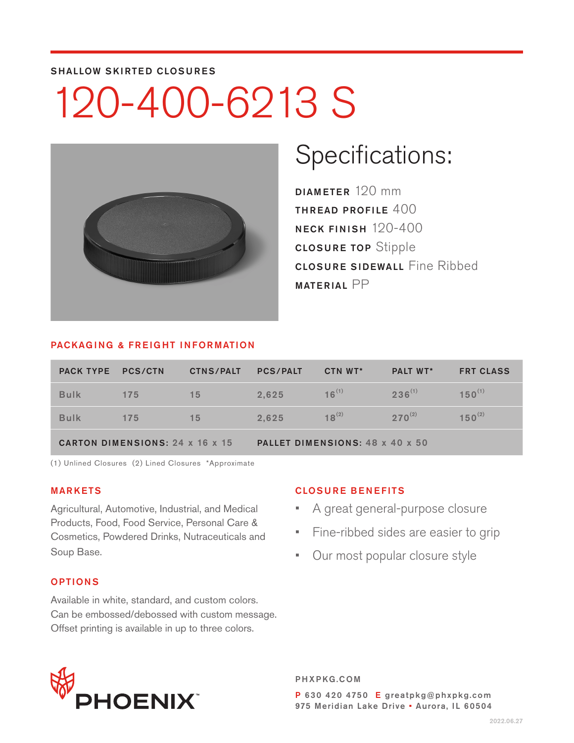SHALLOW SKIRTED CLOSURES

# 120-400-6213 S

## Specifications:

**DIAMETER** 120 mm
**THREAD PROFILE** 400
**NECK FINISH** 120-400
**CLOSURE TOP** Stipple
**CLOSURE SIDEWALL** Fine Ribbed
**MATERIAL** PP

## PACKAGING & FREIGHT INFORMATION

| PACK TYPE | PCS/CTN | CTNS/PALT | PCS/PALT | CTN WT* | PALT WT* | FRT CLASS |
|---|---|---|---|---|---|---|
| Bulk | 175 | 15 | 2,625 | 16 (1) | 236 (1) | 150 (1) |
| Bulk | 175 | 15 | 2,625 | 18 (2) | 270 (2) | 150 (2) |
| CARTON DIMENSIONS: 24 x 16 x 15 | | | PALLET DIMENSIONS: 48 x 40 x 50 | | | |

(1) Unlined Closures (2) Lined Closures *Approximate

## MARKETS

Agricultural, Automotive, Industrial, and Medical Products, Food, Food Service, Personal Care & Cosmetics, Powdered Drinks, Nutraceuticals and Soup Base.

## OPTIONS

Available in white, standard, and custom colors. Can be embossed/debossed with custom message. Offset printing is available in up to three colors.

## CLOSURE BENEFITS

- A great general-purpose closure
- Fine-ribbed sides are easier to grip
- Our most popular closure style

PHOENIX™

PHXPKG.COM

P 630 420 4750 E greatpkg@phxpkg.com
975 Meridian Lake Drive ▪ Aurora, IL 60504

2022.06.27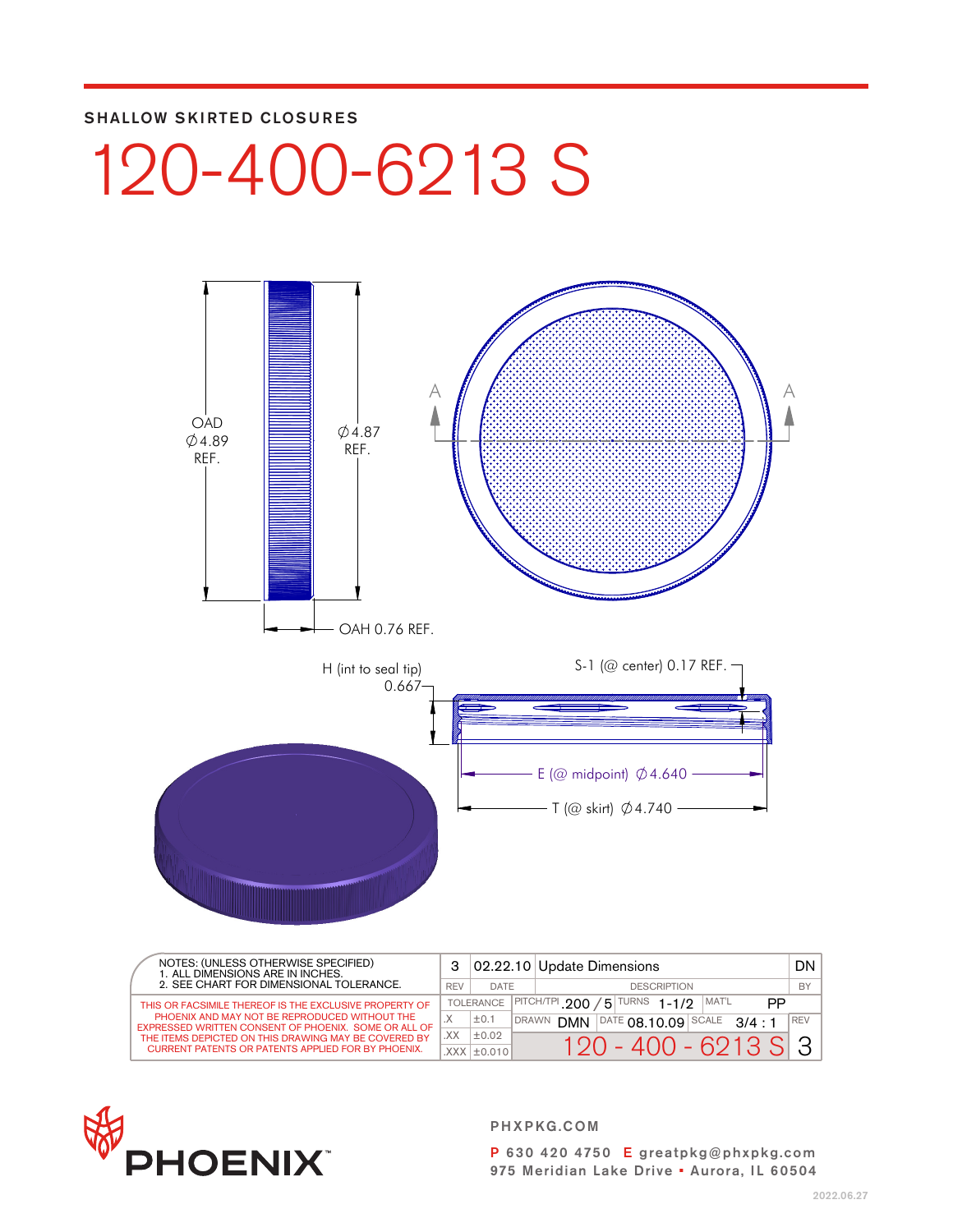SHALLOW SKIRTED CLOSURES

# 120-400-6213 S

OAD ∅4.89 REF.

∅4.87 REF.

OAH 0.76 REF.

A — A

H (int to seal tip) 0.667

S-1 (@ center) 0.17 REF.

E (@ midpoint) ∅4.640

T (@ skirt) ∅4.740

NOTES: (UNLESS OTHERWISE SPECIFIED)
1. ALL DIMENSIONS ARE IN INCHES.
2. SEE CHART FOR DIMENSIONAL TOLERANCE.

THIS OR FACSIMILE THEREOF IS THE EXCLUSIVE PROPERTY OF PHOENIX AND MAY NOT BE REPRODUCED WITHOUT THE EXPRESSED WRITTEN CONSENT OF PHOENIX. SOME OR ALL OF THE ITEMS DEPICTED ON THIS DRAWING MAY BE COVERED BY CURRENT PATENTS OR PATENTS APPLIED FOR BY PHOENIX.

| REV | DATE | DESCRIPTION | BY |
|---|---|---|---|
| 3 | 02.22.10 | Update Dimensions | DN |

| TOLERANCE | | | |
|---|---|---|---|
| .X | ±0.1 | PITCH/TPI .200 / 5 | TURNS 1-1/2 |
| .XX | ±0.02 | DRAWN DMN | DATE 08.10.09 |
| .XXX | ±0.010 | MAT'L PP | SCALE 3/4 : 1 |

120 - 400 - 6213 S — REV 3

PHOENIX™

PHXPKG.COM

P 630 420 4750 E greatpkg@phxpkg.com
975 Meridian Lake Drive ▪ Aurora, IL 60504

2022.06.27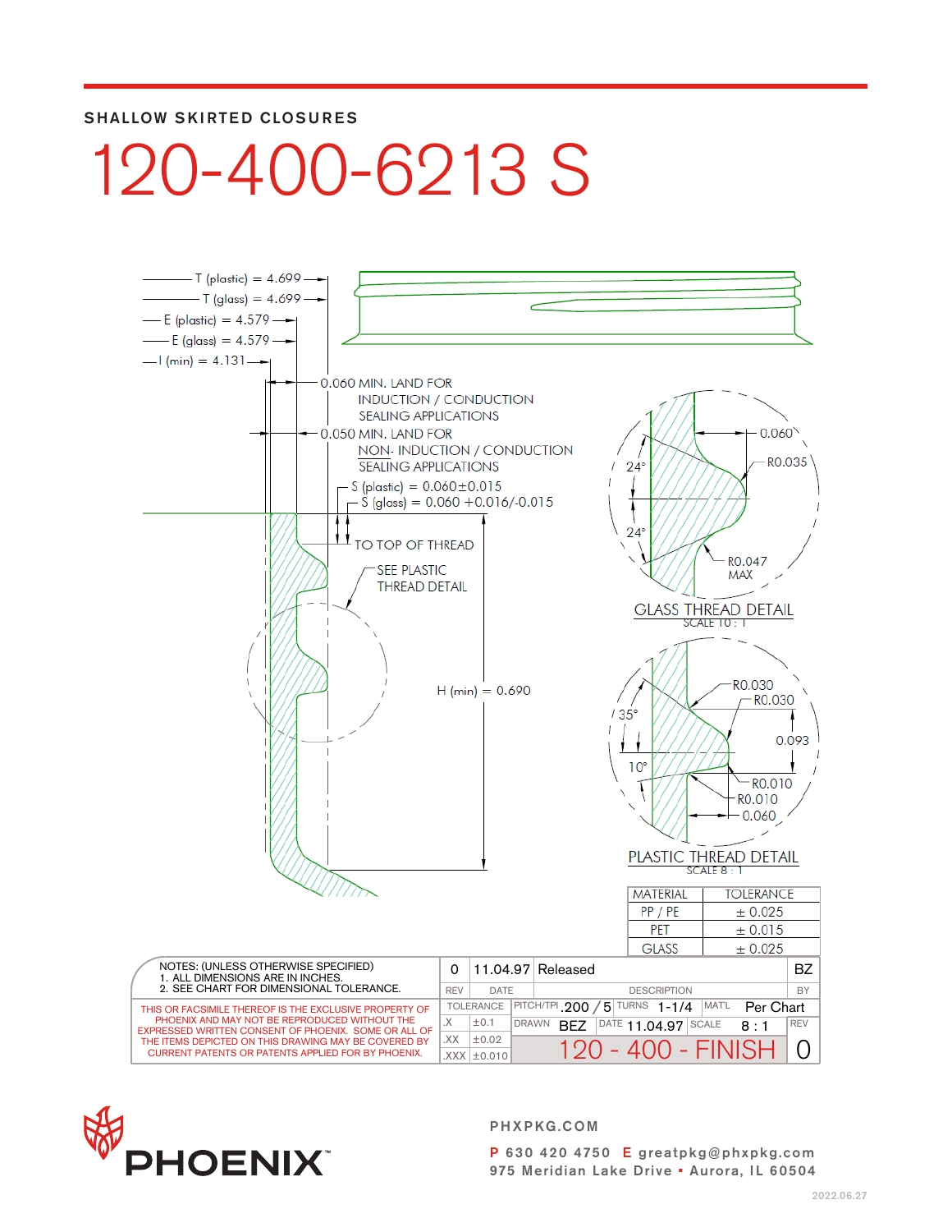SHALLOW SKIRTED CLOSURES

# 120-400-6213 S

T (plastic) = 4.699

T (glass) = 4.699

E (plastic) = 4.579

E (glass) = 4.579

I (min) = 4.131

0.060 MIN. LAND FOR INDUCTION / CONDUCTION SEALING APPLICATIONS

0.050 MIN. LAND FOR NON- INDUCTION / CONDUCTION SEALING APPLICATIONS

S (plastic) = 0.060±0.015

S (glass) = 0.060 +0.016/-0.015

TO TOP OF THREAD

SEE PLASTIC THREAD DETAIL

H (min) = 0.690

0.060

R0.035

24°

24°

R0.047 MAX

GLASS THREAD DETAIL
SCALE 10 : 1

R0.030

R0.030

35°

0.093

10°

R0.010

R0.010

0.060

PLASTIC THREAD DETAIL
SCALE 8 : 1

| MATERIAL | TOLERANCE |
|---|---|
| PP / PE | ± 0.025 |
| PET | ± 0.015 |
| GLASS | ± 0.025 |

NOTES: (UNLESS OTHERWISE SPECIFIED)
1. ALL DIMENSIONS ARE IN INCHES.
2. SEE CHART FOR DIMENSIONAL TOLERANCE.

THIS OR FACSIMILE THEREOF IS THE EXCLUSIVE PROPERTY OF PHOENIX AND MAY NOT BE REPRODUCED WITHOUT THE EXPRESSED WRITTEN CONSENT OF PHOENIX. SOME OR ALL OF THE ITEMS DEPICTED ON THIS DRAWING MAY BE COVERED BY CURRENT PATENTS OR PATENTS APPLIED FOR BY PHOENIX.

| REV | DATE | DESCRIPTION | BY |
|---|---|---|---|
| 0 | 11.04.97 | Released | BZ |

| TOLERANCE | | PITCH/TPI | .200 / 5 | TURNS | 1-1/4 | MAT'L | Per Chart |
|---|---|---|---|---|---|---|---|
| .X | ±0.1 | DRAWN | BEZ | DATE | 11.04.97 | SCALE | 8 : 1 |
| .XX | ±0.02 | 120 - 400 - FINISH | | | | REV | 0 |
| .XXX | ±0.010 | | | | | | |

PHOENIX™

PHXPKG.COM

P 630 420 4750 E greatpkg@phxpkg.com
975 Meridian Lake Drive ▪ Aurora, IL 60504

2022.06.27